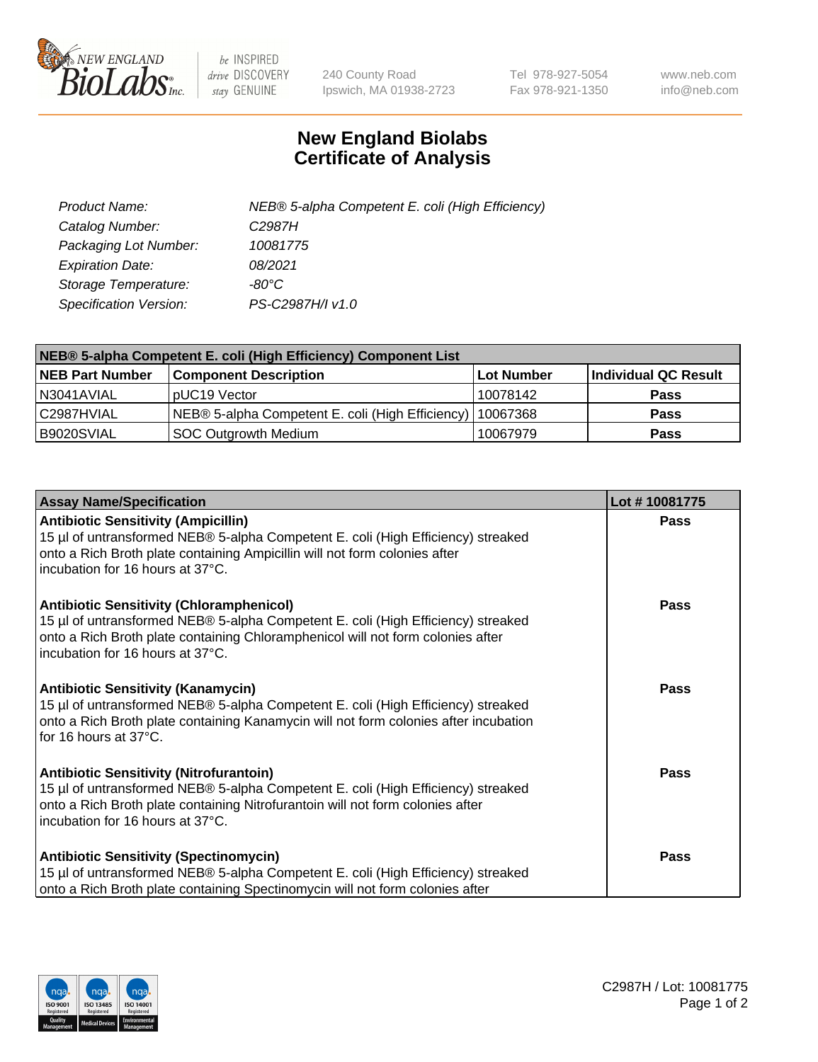# New England Biolabs Certificate of Analysis

| | |
|---|---|
| *Product Name:* | *NEB® 5-alpha Competent E. coli (High Efficiency)* |
| *Catalog Number:* | *C2987H* |
| *Packaging Lot Number:* | *10081775* |
| *Expiration Date:* | *08/2021* |
| *Storage Temperature:* | *-80°C* |
| *Specification Version:* | *PS-C2987H/I v1.0* |

| NEB® 5-alpha Competent E. coli (High Efficiency) Component List | | | |
|---|---|---|---|
| **NEB Part Number** | **Component Description** | **Lot Number** | **Individual QC Result** |
| N3041AVIAL | pUC19 Vector | 10078142 | **Pass** |
| C2987HVIAL | NEB® 5-alpha Competent E. coli (High Efficiency) | 10067368 | **Pass** |
| B9020SVIAL | SOC Outgrowth Medium | 10067979 | **Pass** |

| Assay Name/Specification | Lot # 10081775 |
|---|---|
| **Antibiotic Sensitivity (Ampicillin)** 15 µl of untransformed NEB® 5-alpha Competent E. coli (High Efficiency) streaked onto a Rich Broth plate containing Ampicillin will not form colonies after incubation for 16 hours at 37°C. | **Pass** |
| **Antibiotic Sensitivity (Chloramphenicol)** 15 µl of untransformed NEB® 5-alpha Competent E. coli (High Efficiency) streaked onto a Rich Broth plate containing Chloramphenicol will not form colonies after incubation for 16 hours at 37°C. | **Pass** |
| **Antibiotic Sensitivity (Kanamycin)** 15 µl of untransformed NEB® 5-alpha Competent E. coli (High Efficiency) streaked onto a Rich Broth plate containing Kanamycin will not form colonies after incubation for 16 hours at 37°C. | **Pass** |
| **Antibiotic Sensitivity (Nitrofurantoin)** 15 µl of untransformed NEB® 5-alpha Competent E. coli (High Efficiency) streaked onto a Rich Broth plate containing Nitrofurantoin will not form colonies after incubation for 16 hours at 37°C. | **Pass** |
| **Antibiotic Sensitivity (Spectinomycin)** 15 µl of untransformed NEB® 5-alpha Competent E. coli (High Efficiency) streaked onto a Rich Broth plate containing Spectinomycin will not form colonies after | **Pass** |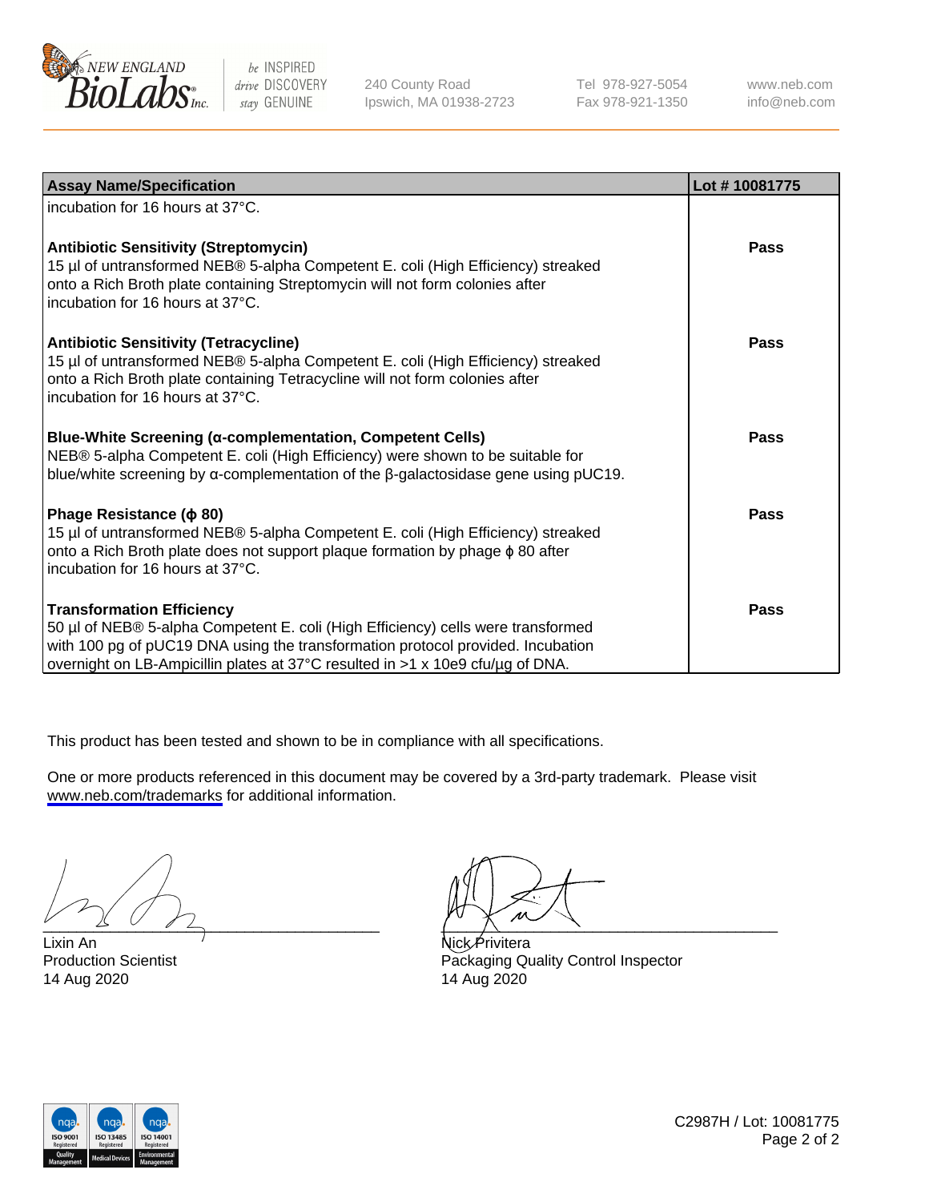| Assay Name/Specification | Lot # 10081775 |
| --- | --- |
| incubation for 16 hours at 37°C. | |
| **Antibiotic Sensitivity (Streptomycin)**<br>15 µl of untransformed NEB® 5-alpha Competent E. coli (High Efficiency) streaked onto a Rich Broth plate containing Streptomycin will not form colonies after incubation for 16 hours at 37°C. | **Pass** |
| **Antibiotic Sensitivity (Tetracycline)**<br>15 µl of untransformed NEB® 5-alpha Competent E. coli (High Efficiency) streaked onto a Rich Broth plate containing Tetracycline will not form colonies after incubation for 16 hours at 37°C. | **Pass** |
| **Blue-White Screening (α-complementation, Competent Cells)**<br>NEB® 5-alpha Competent E. coli (High Efficiency) were shown to be suitable for blue/white screening by α-complementation of the β-galactosidase gene using pUC19. | **Pass** |
| **Phage Resistance (ϕ 80)**<br>15 µl of untransformed NEB® 5-alpha Competent E. coli (High Efficiency) streaked onto a Rich Broth plate does not support plaque formation by phage ϕ 80 after incubation for 16 hours at 37°C. | **Pass** |
| **Transformation Efficiency**<br>50 µl of NEB® 5-alpha Competent E. coli (High Efficiency) cells were transformed with 100 pg of pUC19 DNA using the transformation protocol provided. Incubation overnight on LB-Ampicillin plates at 37°C resulted in >1 x 10e9 cfu/µg of DNA. | **Pass** |

This product has been tested and shown to be in compliance with all specifications.

One or more products referenced in this document may be covered by a 3rd-party trademark. Please visit www.neb.com/trademarks for additional information.

Lixin An
Production Scientist
14 Aug 2020

Nick Privitera
Packaging Quality Control Inspector
14 Aug 2020

C2987H / Lot: 10081775